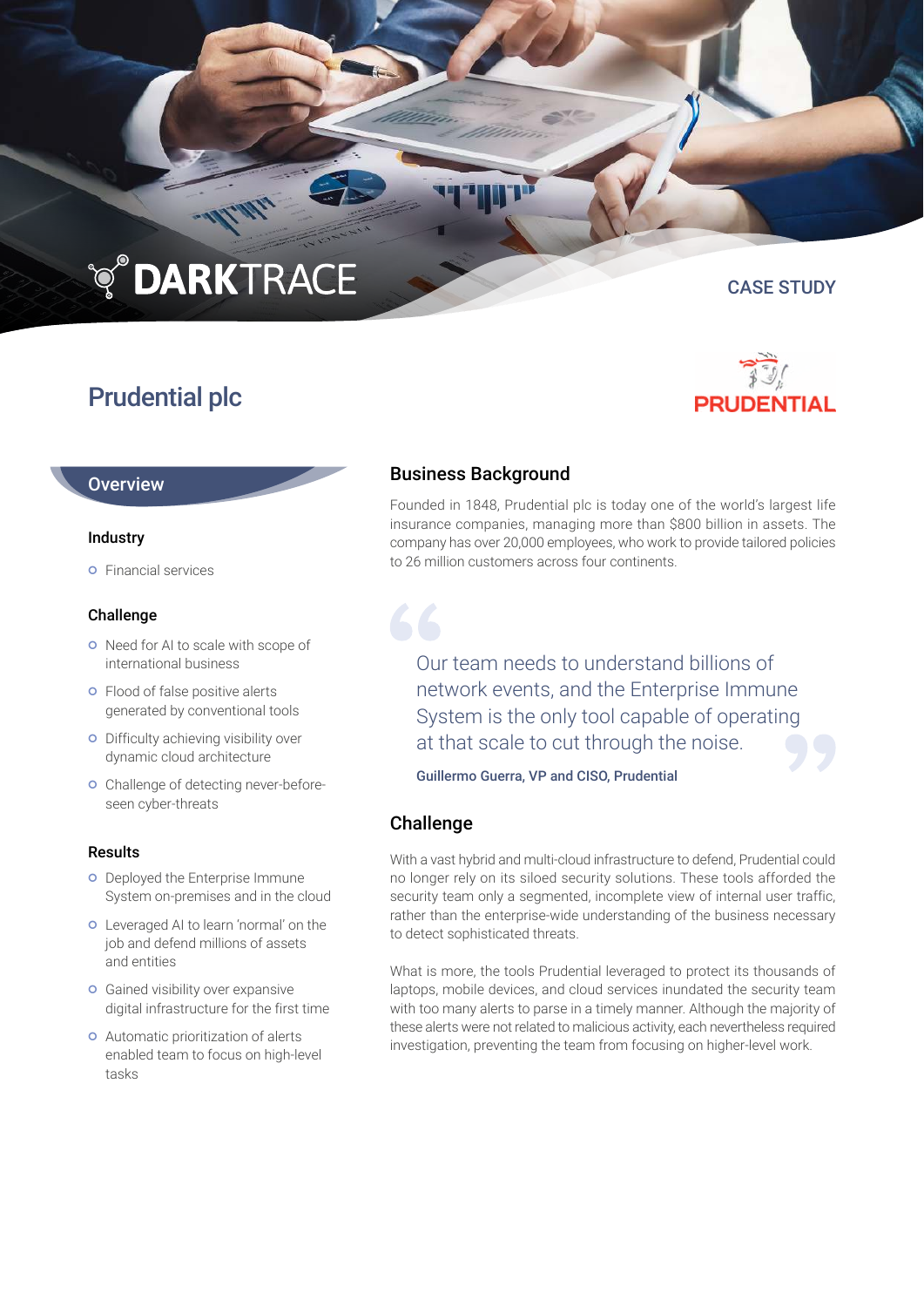DARKTRACE

CASE STUDY

# Prudential plc

PRUDENTIAL

## Overview

### Industry

- Financial services

### Challenge

- Need for AI to scale with scope of international business
- Flood of false positive alerts generated by conventional tools
- Difficulty achieving visibility over dynamic cloud architecture
- Challenge of detecting never-before-seen cyber-threats

### Results

- Deployed the Enterprise Immune System on-premises and in the cloud
- Leveraged AI to learn 'normal' on the job and defend millions of assets and entities
- Gained visibility over expansive digital infrastructure for the first time
- Automatic prioritization of alerts enabled team to focus on high-level tasks

## Business Background

Founded in 1848, Prudential plc is today one of the world's largest life insurance companies, managing more than $800 billion in assets. The company has over 20,000 employees, who work to provide tailored policies to 26 million customers across four continents.

> Our team needs to understand billions of network events, and the Enterprise Immune System is the only tool capable of operating at that scale to cut through the noise.
>
> **Guillermo Guerra, VP and CISO, Prudential**

## Challenge

With a vast hybrid and multi-cloud infrastructure to defend, Prudential could no longer rely on its siloed security solutions. These tools afforded the security team only a segmented, incomplete view of internal user traffic, rather than the enterprise-wide understanding of the business necessary to detect sophisticated threats.

What is more, the tools Prudential leveraged to protect its thousands of laptops, mobile devices, and cloud services inundated the security team with too many alerts to parse in a timely manner. Although the majority of these alerts were not related to malicious activity, each nevertheless required investigation, preventing the team from focusing on higher-level work.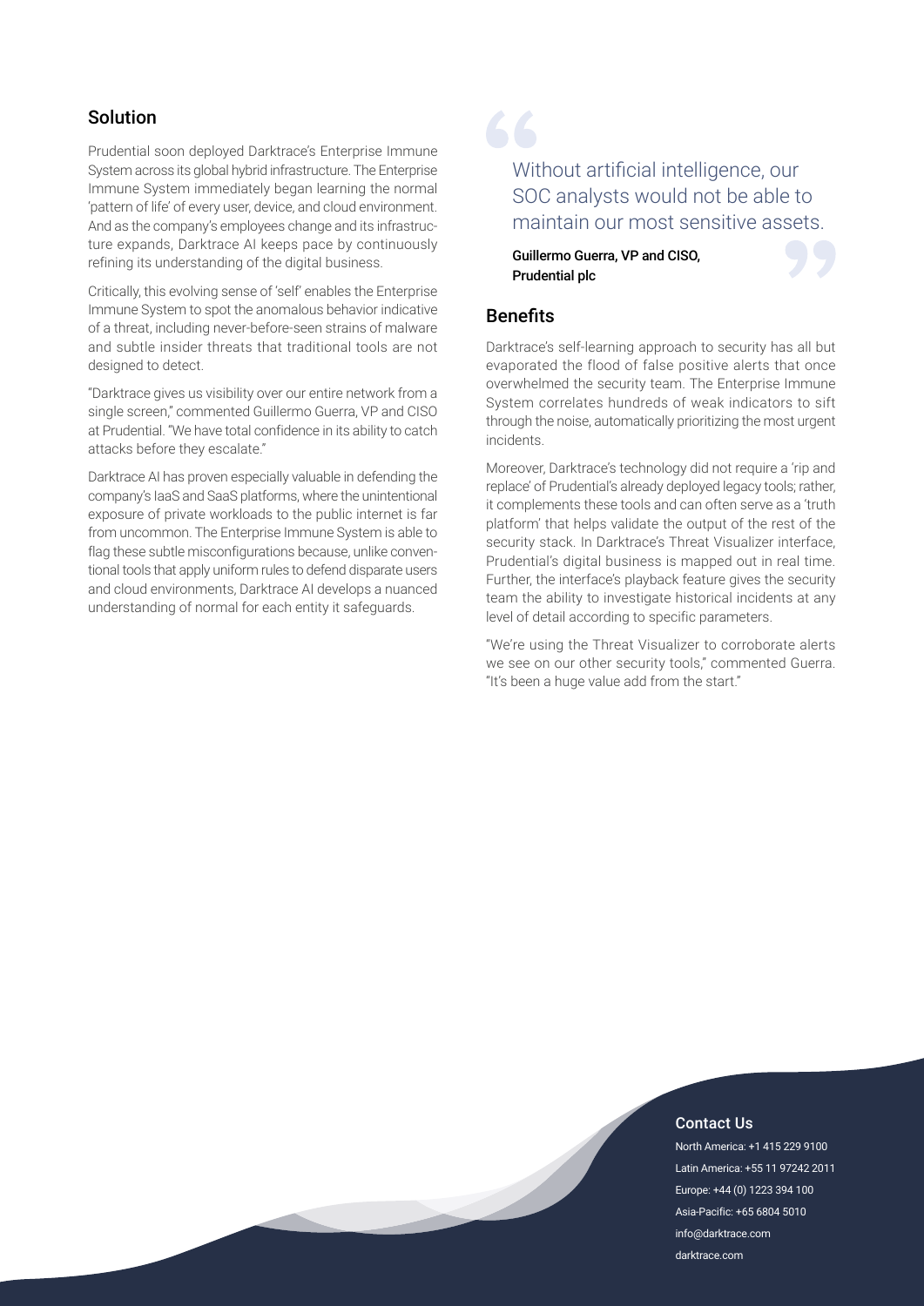## Solution

Prudential soon deployed Darktrace's Enterprise Immune System across its global hybrid infrastructure. The Enterprise Immune System immediately began learning the normal 'pattern of life' of every user, device, and cloud environment. And as the company's employees change and its infrastructure expands, Darktrace AI keeps pace by continuously refining its understanding of the digital business.

Critically, this evolving sense of 'self' enables the Enterprise Immune System to spot the anomalous behavior indicative of a threat, including never-before-seen strains of malware and subtle insider threats that traditional tools are not designed to detect.

"Darktrace gives us visibility over our entire network from a single screen," commented Guillermo Guerra, VP and CISO at Prudential. "We have total confidence in its ability to catch attacks before they escalate."

Darktrace AI has proven especially valuable in defending the company's IaaS and SaaS platforms, where the unintentional exposure of private workloads to the public internet is far from uncommon. The Enterprise Immune System is able to flag these subtle misconfigurations because, unlike conventional tools that apply uniform rules to defend disparate users and cloud environments, Darktrace AI develops a nuanced understanding of normal for each entity it safeguards.

> Without artificial intelligence, our SOC analysts would not be able to maintain our most sensitive assets.
>
> **Guillermo Guerra, VP and CISO, Prudential plc**

## Benefits

Darktrace's self-learning approach to security has all but evaporated the flood of false positive alerts that once overwhelmed the security team. The Enterprise Immune System correlates hundreds of weak indicators to sift through the noise, automatically prioritizing the most urgent incidents.

Moreover, Darktrace's technology did not require a 'rip and replace' of Prudential's already deployed legacy tools; rather, it complements these tools and can often serve as a 'truth platform' that helps validate the output of the rest of the security stack. In Darktrace's Threat Visualizer interface, Prudential's digital business is mapped out in real time. Further, the interface's playback feature gives the security team the ability to investigate historical incidents at any level of detail according to specific parameters.

"We're using the Threat Visualizer to corroborate alerts we see on our other security tools," commented Guerra. "It's been a huge value add from the start."

### Contact Us

North America: +1 415 229 9100
Latin America: +55 11 97242 2011
Europe: +44 (0) 1223 394 100
Asia-Pacific: +65 6804 5010
info@darktrace.com
darktrace.com